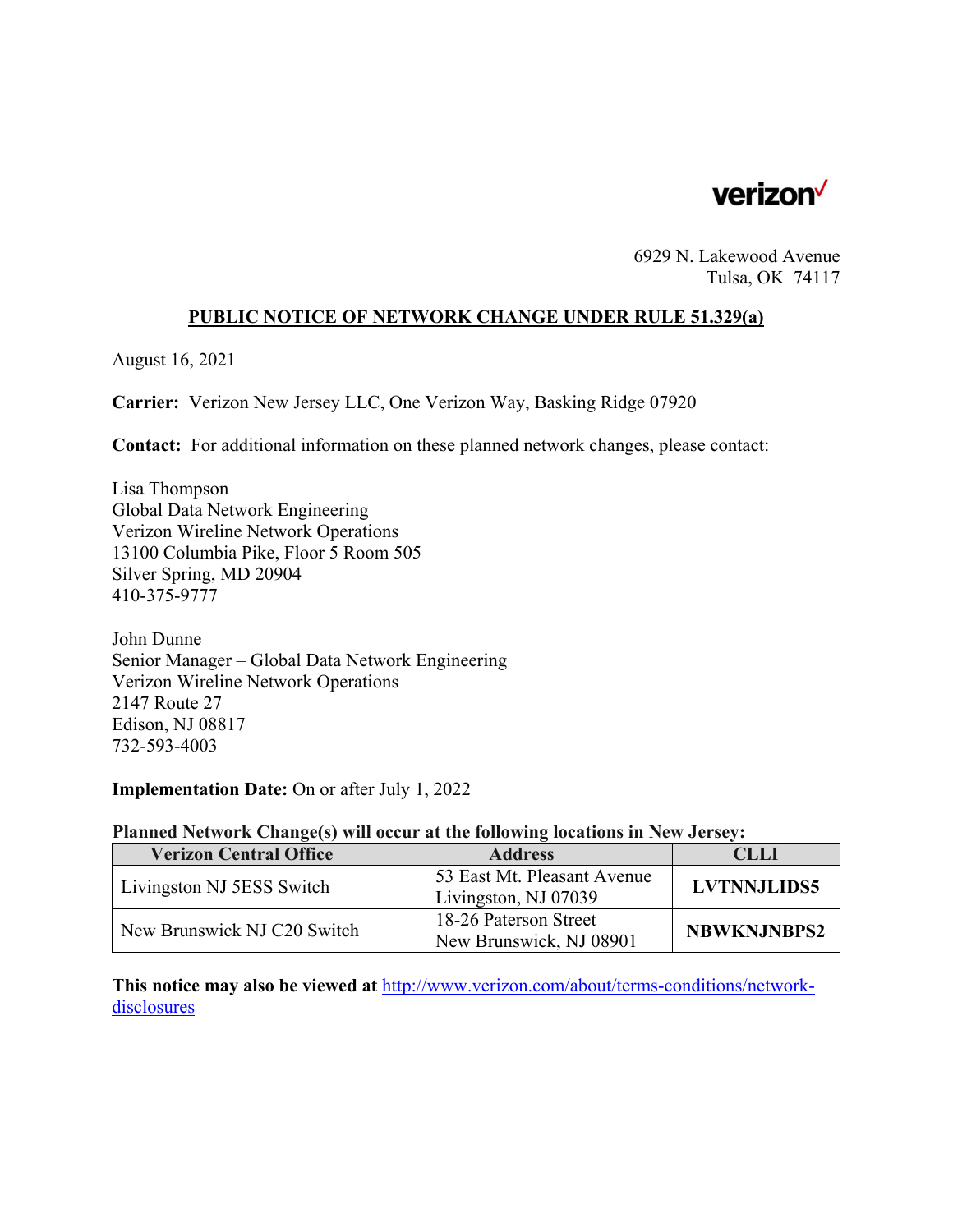verizon

6929 N. Lakewood Avenue
Tulsa, OK 74117

## PUBLIC NOTICE OF NETWORK CHANGE UNDER RULE 51.329(a)

August 16, 2021

**Carrier:** Verizon New Jersey LLC, One Verizon Way, Basking Ridge 07920

**Contact:** For additional information on these planned network changes, please contact:

Lisa Thompson
Global Data Network Engineering
Verizon Wireline Network Operations
13100 Columbia Pike, Floor 5 Room 505
Silver Spring, MD 20904
410-375-9777

John Dunne
Senior Manager – Global Data Network Engineering
Verizon Wireline Network Operations
2147 Route 27
Edison, NJ 08817
732-593-4003

**Implementation Date:** On or after July 1, 2022

**Planned Network Change(s) will occur at the following locations in New Jersey:**

| Verizon Central Office | Address | CLLI |
|---|---|---|
| Livingston NJ 5ESS Switch | 53 East Mt. Pleasant Avenue Livingston, NJ 07039 | **LVTNNJLIDS5** |
| New Brunswick NJ C20 Switch | 18-26 Paterson Street New Brunswick, NJ 08901 | **NBWKNJNBPS2** |

**This notice may also be viewed at** http://www.verizon.com/about/terms-conditions/network-disclosures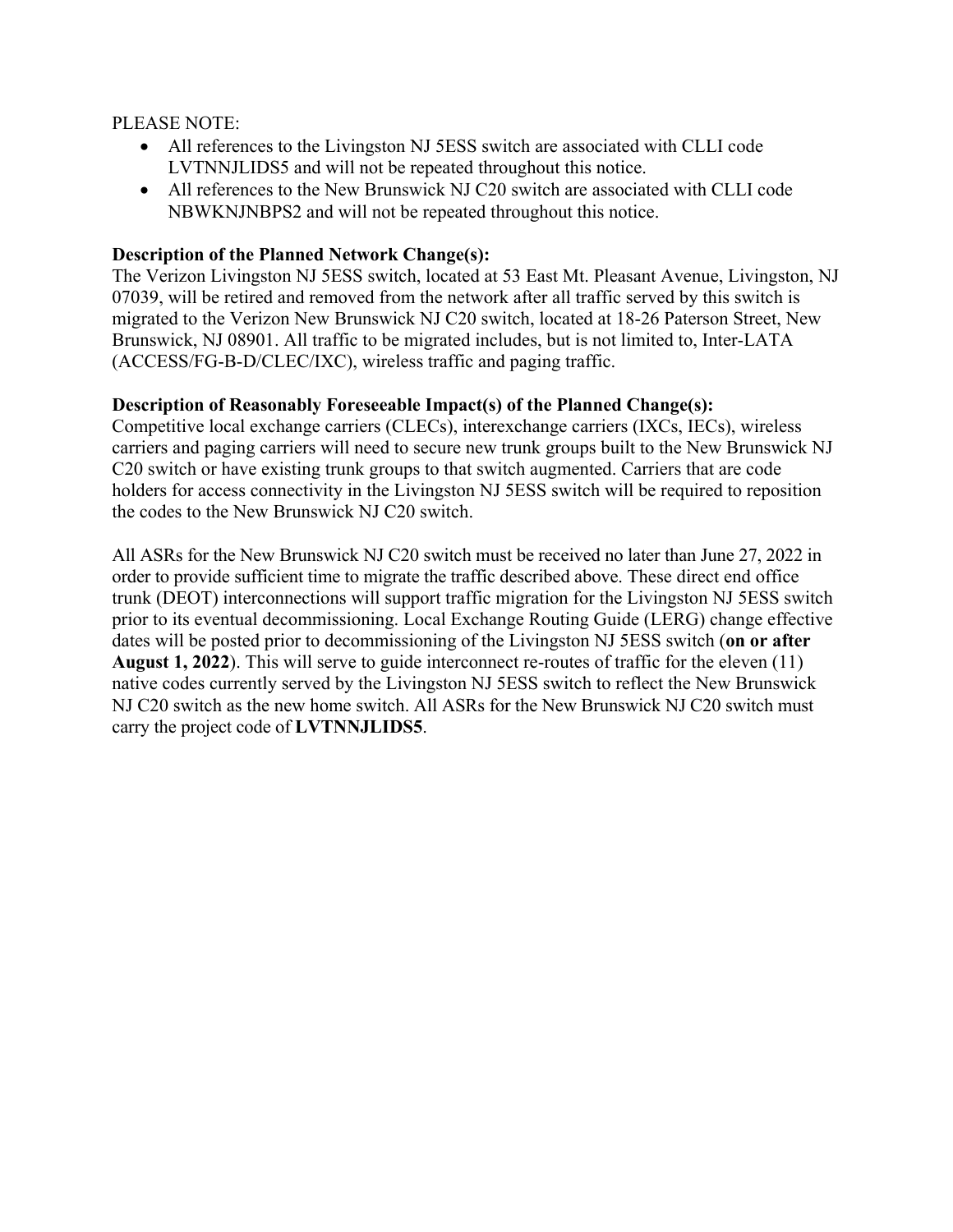PLEASE NOTE:

- All references to the Livingston NJ 5ESS switch are associated with CLLI code LVTNNJLIDS5 and will not be repeated throughout this notice.
- All references to the New Brunswick NJ C20 switch are associated with CLLI code NBWKNJNBPS2 and will not be repeated throughout this notice.

**Description of the Planned Network Change(s):**
The Verizon Livingston NJ 5ESS switch, located at 53 East Mt. Pleasant Avenue, Livingston, NJ 07039, will be retired and removed from the network after all traffic served by this switch is migrated to the Verizon New Brunswick NJ C20 switch, located at 18-26 Paterson Street, New Brunswick, NJ 08901. All traffic to be migrated includes, but is not limited to, Inter-LATA (ACCESS/FG-B-D/CLEC/IXC), wireless traffic and paging traffic.

**Description of Reasonably Foreseeable Impact(s) of the Planned Change(s):**
Competitive local exchange carriers (CLECs), interexchange carriers (IXCs, IECs), wireless carriers and paging carriers will need to secure new trunk groups built to the New Brunswick NJ C20 switch or have existing trunk groups to that switch augmented. Carriers that are code holders for access connectivity in the Livingston NJ 5ESS switch will be required to reposition the codes to the New Brunswick NJ C20 switch.

All ASRs for the New Brunswick NJ C20 switch must be received no later than June 27, 2022 in order to provide sufficient time to migrate the traffic described above. These direct end office trunk (DEOT) interconnections will support traffic migration for the Livingston NJ 5ESS switch prior to its eventual decommissioning. Local Exchange Routing Guide (LERG) change effective dates will be posted prior to decommissioning of the Livingston NJ 5ESS switch (**on or after August 1, 2022**). This will serve to guide interconnect re-routes of traffic for the eleven (11) native codes currently served by the Livingston NJ 5ESS switch to reflect the New Brunswick NJ C20 switch as the new home switch. All ASRs for the New Brunswick NJ C20 switch must carry the project code of **LVTNNJLIDS5**.